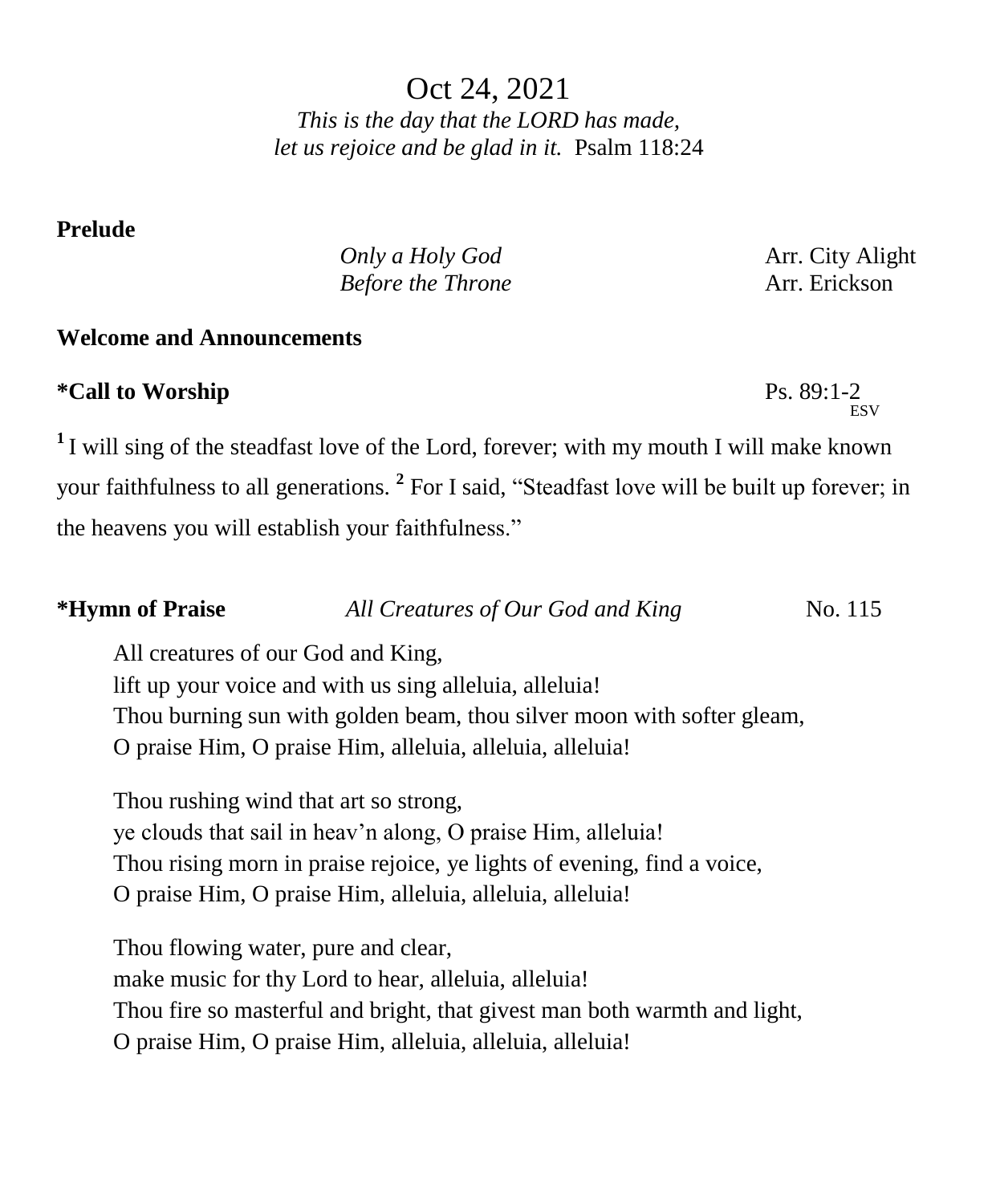# Oct 24, 2021

*This is the day that the LORD has made,*
*let us rejoice and be glad in it.* Psalm 118:24

**Prelude**

*Only a Holy God* Arr. City Alight
*Before the Throne* Arr. Erickson

**Welcome and Announcements**

**\*Call to Worship** Ps. 89:1-2 ESV

[1] I will sing of the steadfast love of the Lord, forever; with my mouth I will make known your faithfulness to all generations. [2] For I said, "Steadfast love will be built up forever; in the heavens you will establish your faithfulness."

**\*Hymn of Praise** *All Creatures of Our God and King* No. 115

All creatures of our God and King,
lift up your voice and with us sing alleluia, alleluia!
Thou burning sun with golden beam, thou silver moon with softer gleam,
O praise Him, O praise Him, alleluia, alleluia, alleluia!

Thou rushing wind that art so strong,
ye clouds that sail in heav'n along, O praise Him, alleluia!
Thou rising morn in praise rejoice, ye lights of evening, find a voice,
O praise Him, O praise Him, alleluia, alleluia, alleluia!

Thou flowing water, pure and clear,
make music for thy Lord to hear, alleluia, alleluia!
Thou fire so masterful and bright, that givest man both warmth and light,
O praise Him, O praise Him, alleluia, alleluia, alleluia!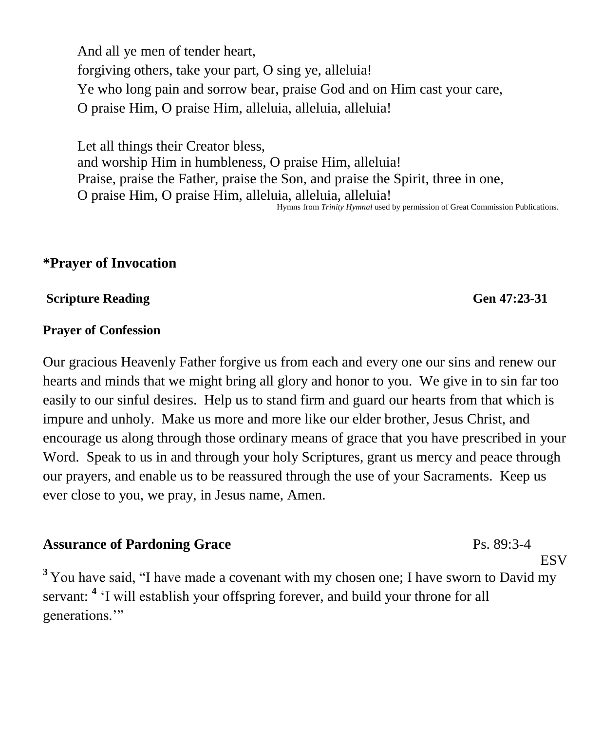And all ye men of tender heart,
forgiving others, take your part, O sing ye, alleluia!
Ye who long pain and sorrow bear, praise God and on Him cast your care,
O praise Him, O praise Him, alleluia, alleluia, alleluia!

Let all things their Creator bless,
and worship Him in humbleness, O praise Him, alleluia!
Praise, praise the Father, praise the Son, and praise the Spirit, three in one,
O praise Him, O praise Him, alleluia, alleluia, alleluia!

Hymns from *Trinity Hymnal* used by permission of Great Commission Publications.

**\*Prayer of Invocation**

**Scripture Reading** **Gen 47:23-31**

**Prayer of Confession**

Our gracious Heavenly Father forgive us from each and every one our sins and renew our hearts and minds that we might bring all glory and honor to you. We give in to sin far too easily to our sinful desires. Help us to stand firm and guard our hearts from that which is impure and unholy. Make us more and more like our elder brother, Jesus Christ, and encourage us along through those ordinary means of grace that you have prescribed in your Word. Speak to us in and through your holy Scriptures, grant us mercy and peace through our prayers, and enable us to be reassured through the use of your Sacraments. Keep us ever close to you, we pray, in Jesus name, Amen.

**Assurance of Pardoning Grace** Ps. 89:3-4 ESV

**3** You have said, "I have made a covenant with my chosen one; I have sworn to David my servant: **4** 'I will establish your offspring forever, and build your throne for all generations.'"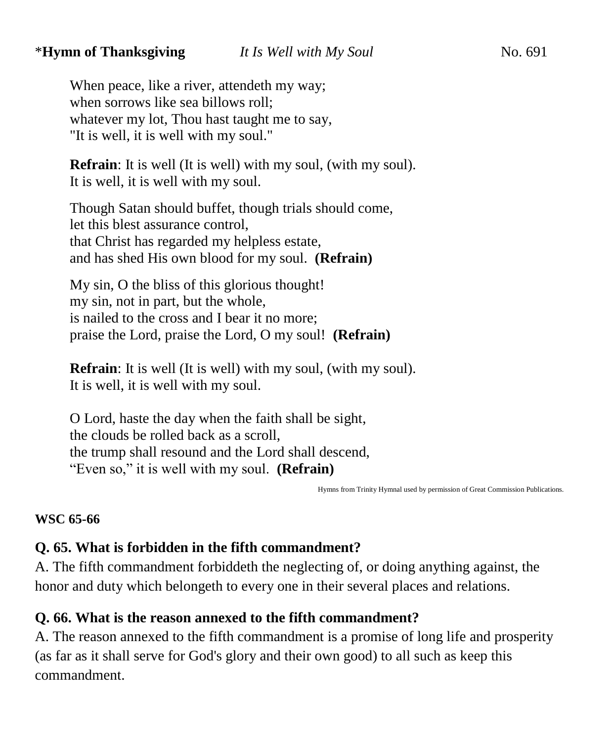\*Hymn of Thanksgiving *It Is Well with My Soul* No. 691

When peace, like a river, attendeth my way;
when sorrows like sea billows roll;
whatever my lot, Thou hast taught me to say,
"It is well, it is well with my soul."

**Refrain**: It is well (It is well) with my soul, (with my soul).
It is well, it is well with my soul.

Though Satan should buffet, though trials should come,
let this blest assurance control,
that Christ has regarded my helpless estate,
and has shed His own blood for my soul. **(Refrain)**

My sin, O the bliss of this glorious thought!
my sin, not in part, but the whole,
is nailed to the cross and I bear it no more;
praise the Lord, praise the Lord, O my soul! **(Refrain)**

**Refrain**: It is well (It is well) with my soul, (with my soul).
It is well, it is well with my soul.

O Lord, haste the day when the faith shall be sight,
the clouds be rolled back as a scroll,
the trump shall resound and the Lord shall descend,
"Even so," it is well with my soul. **(Refrain)**

Hymns from Trinity Hymnal used by permission of Great Commission Publications.

**WSC 65-66**

## Q. 65. What is forbidden in the fifth commandment?

A. The fifth commandment forbiddeth the neglecting of, or doing anything against, the honor and duty which belongeth to every one in their several places and relations.

## Q. 66. What is the reason annexed to the fifth commandment?

A. The reason annexed to the fifth commandment is a promise of long life and prosperity (as far as it shall serve for God's glory and their own good) to all such as keep this commandment.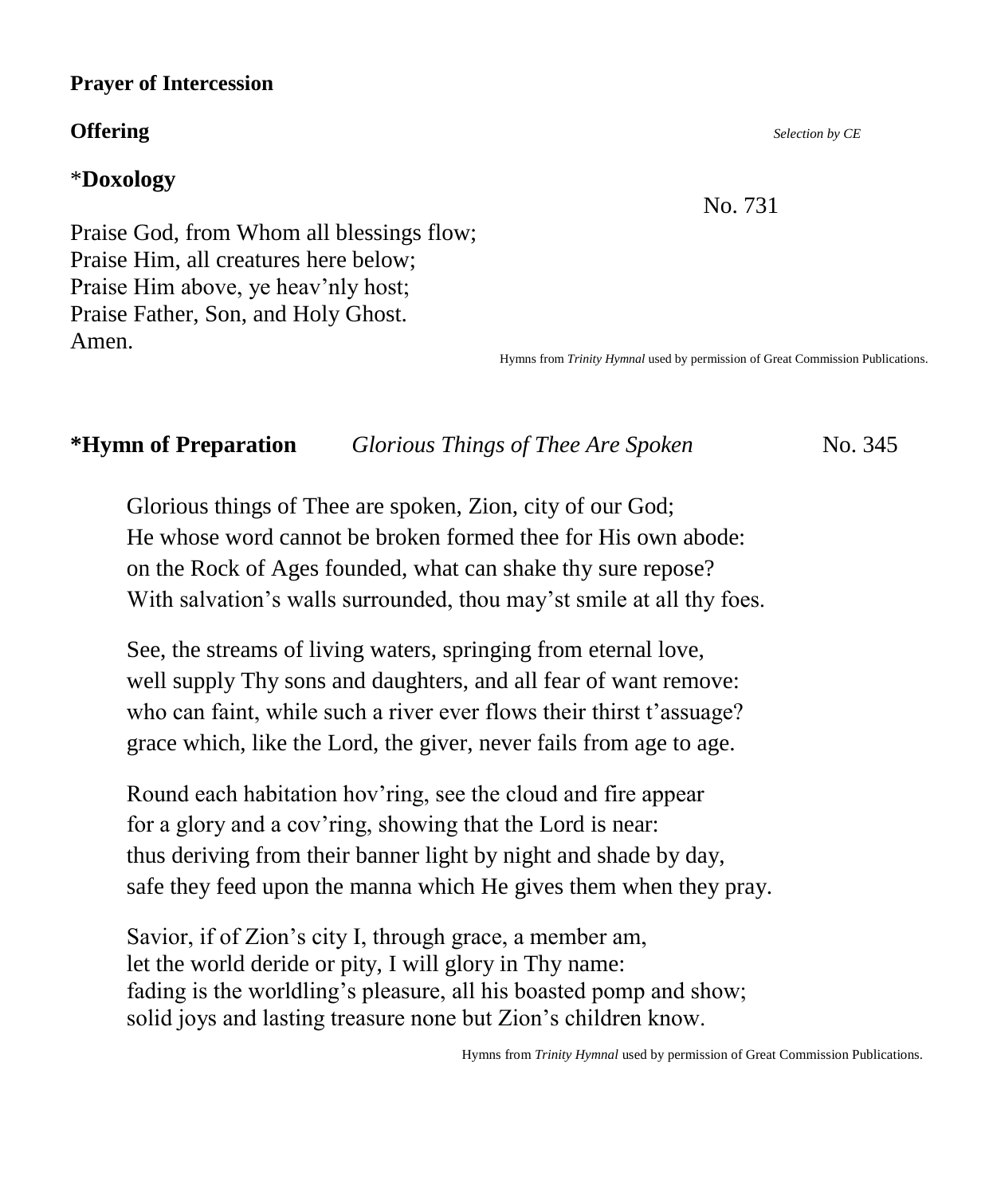**Prayer of Intercession**

**Offering** *Selection by CE*

\***Doxology**

No. 731

Praise God, from Whom all blessings flow;
Praise Him, all creatures here below;
Praise Him above, ye heav'nly host;
Praise Father, Son, and Holy Ghost.
Amen.

Hymns from *Trinity Hymnal* used by permission of Great Commission Publications.

**\*Hymn of Preparation** *Glorious Things of Thee Are Spoken* No. 345

Glorious things of Thee are spoken, Zion, city of our God;
He whose word cannot be broken formed thee for His own abode:
on the Rock of Ages founded, what can shake thy sure repose?
With salvation's walls surrounded, thou may'st smile at all thy foes.

See, the streams of living waters, springing from eternal love,
well supply Thy sons and daughters, and all fear of want remove:
who can faint, while such a river ever flows their thirst t'assuage?
grace which, like the Lord, the giver, never fails from age to age.

Round each habitation hov'ring, see the cloud and fire appear
for a glory and a cov'ring, showing that the Lord is near:
thus deriving from their banner light by night and shade by day,
safe they feed upon the manna which He gives them when they pray.

Savior, if of Zion's city I, through grace, a member am,
let the world deride or pity, I will glory in Thy name:
fading is the worldling's pleasure, all his boasted pomp and show;
solid joys and lasting treasure none but Zion's children know.

Hymns from *Trinity Hymnal* used by permission of Great Commission Publications.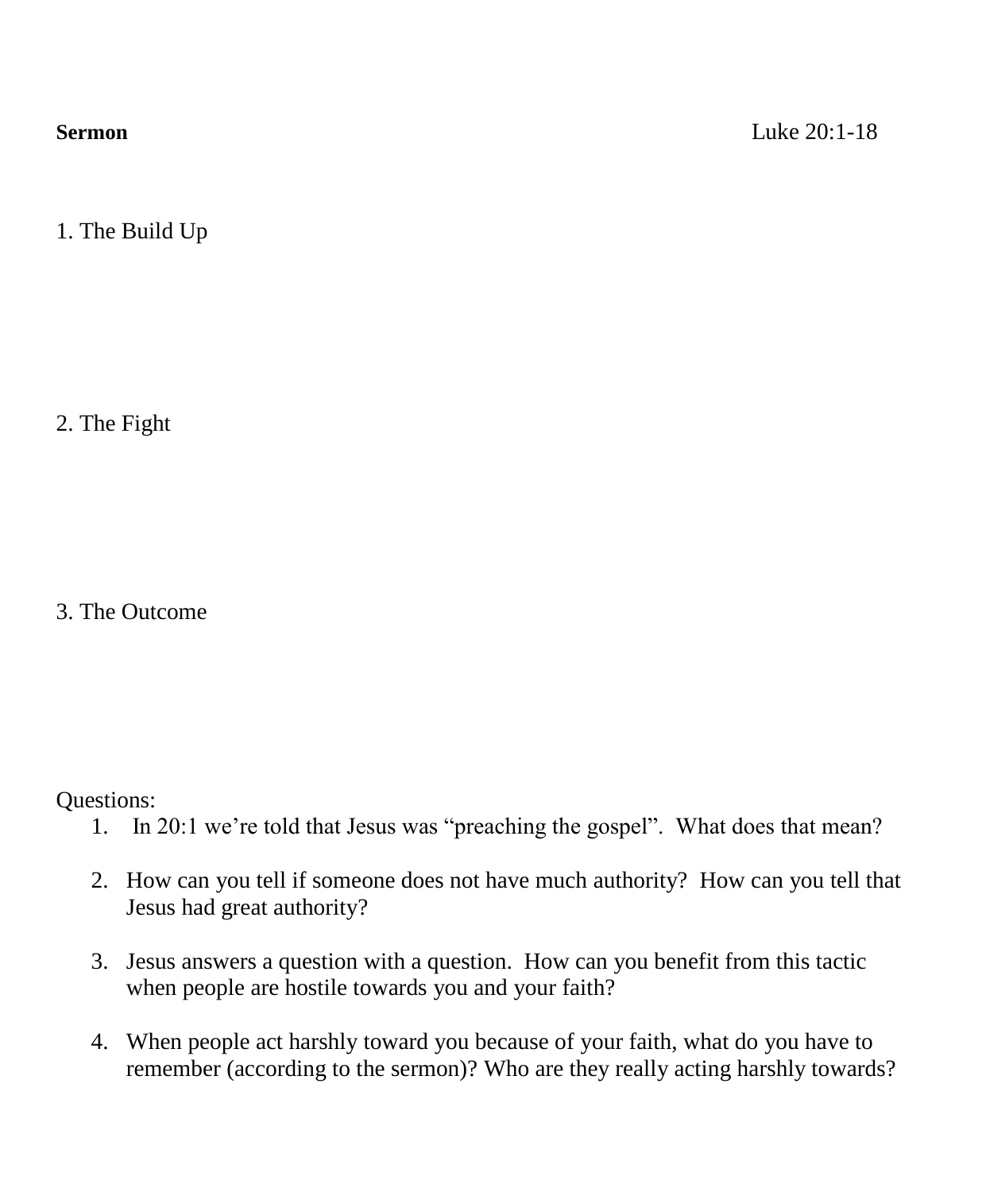**Sermon** Luke 20:1-18

1. The Build Up

2. The Fight

3. The Outcome

Questions:

1. In 20:1 we're told that Jesus was "preaching the gospel". What does that mean?

2. How can you tell if someone does not have much authority? How can you tell that Jesus had great authority?

3. Jesus answers a question with a question. How can you benefit from this tactic when people are hostile towards you and your faith?

4. When people act harshly toward you because of your faith, what do you have to remember (according to the sermon)? Who are they really acting harshly towards?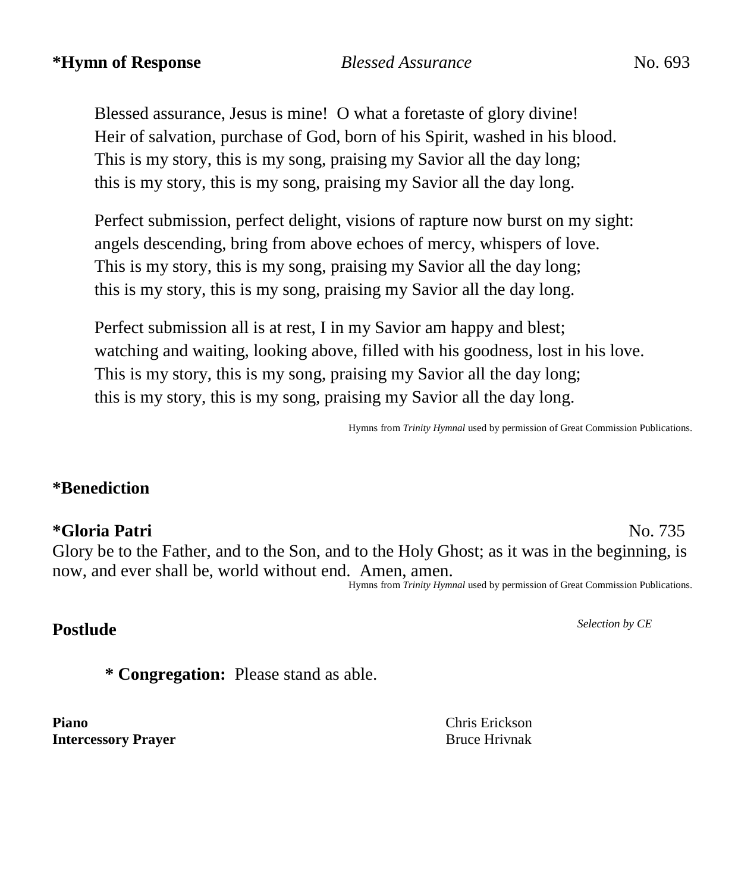**\*Hymn of Response** *Blessed Assurance* No. 693

Blessed assurance, Jesus is mine!  O what a foretaste of glory divine!
Heir of salvation, purchase of God, born of his Spirit, washed in his blood.
This is my story, this is my song, praising my Savior all the day long;
this is my story, this is my song, praising my Savior all the day long.

Perfect submission, perfect delight, visions of rapture now burst on my sight:
angels descending, bring from above echoes of mercy, whispers of love.
This is my story, this is my song, praising my Savior all the day long;
this is my story, this is my song, praising my Savior all the day long.

Perfect submission all is at rest, I in my Savior am happy and blest;
watching and waiting, looking above, filled with his goodness, lost in his love.
This is my story, this is my song, praising my Savior all the day long;
this is my story, this is my song, praising my Savior all the day long.

Hymns from *Trinity Hymnal* used by permission of Great Commission Publications.

**\*Benediction**

**\*Gloria Patri** No. 735

Glory be to the Father, and to the Son, and to the Holy Ghost; as it was in the beginning, is now, and ever shall be, world without end.  Amen, amen.

Hymns from *Trinity Hymnal* used by permission of Great Commission Publications.

**Postlude** *Selection by CE*

**\* Congregation:** Please stand as able.

**Piano** Chris Erickson
**Intercessory Prayer** Bruce Hrivnak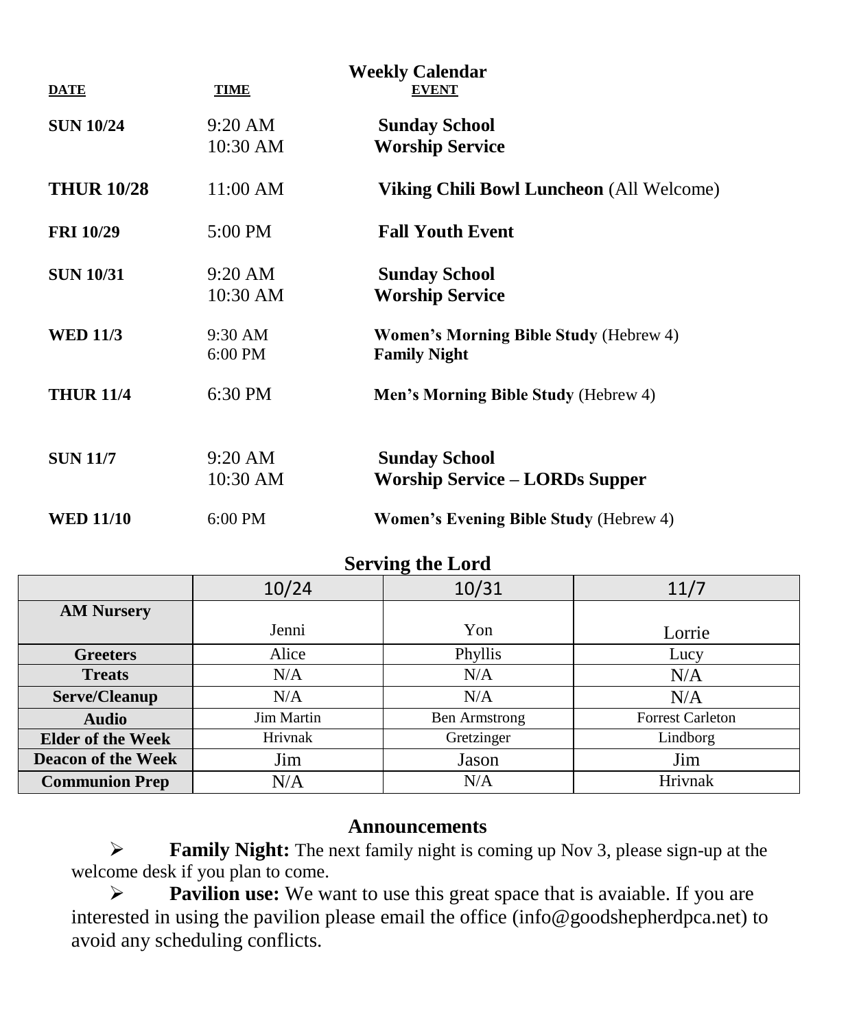## Weekly Calendar

| DATE | TIME | EVENT |
|---|---|---|
| **SUN 10/24** | 9:20 AM | **Sunday School** |
| | 10:30 AM | **Worship Service** |
| **THUR 10/28** | 11:00 AM | **Viking Chili Bowl Luncheon** (All Welcome) |
| **FRI 10/29** | 5:00 PM | **Fall Youth Event** |
| **SUN 10/31** | 9:20 AM | **Sunday School** |
| | 10:30 AM | **Worship Service** |
| **WED 11/3** | 9:30 AM | **Women's Morning Bible Study** (Hebrew 4) |
| | 6:00 PM | **Family Night** |
| **THUR 11/4** | 6:30 PM | **Men's Morning Bible Study** (Hebrew 4) |
| **SUN 11/7** | 9:20 AM | **Sunday School** |
| | 10:30 AM | **Worship Service – LORDs Supper** |
| **WED 11/10** | 6:00 PM | **Women's Evening Bible Study** (Hebrew 4) |

## Serving the Lord

| | 10/24 | 10/31 | 11/7 |
|---|---|---|---|
| **AM Nursery** | Jenni | Yon | Lorrie |
| **Greeters** | Alice | Phyllis | Lucy |
| **Treats** | N/A | N/A | N/A |
| **Serve/Cleanup** | N/A | N/A | N/A |
| **Audio** | Jim Martin | Ben Armstrong | Forrest Carleton |
| **Elder of the Week** | Hrivnak | Gretzinger | Lindborg |
| **Deacon of the Week** | Jim | Jason | Jim |
| **Communion Prep** | N/A | N/A | Hrivnak |

## Announcements

- **Family Night:** The next family night is coming up Nov 3, please sign-up at the welcome desk if you plan to come.
- **Pavilion use:** We want to use this great space that is avaiable. If you are interested in using the pavilion please email the office (info@goodshepherdpca.net) to avoid any scheduling conflicts.